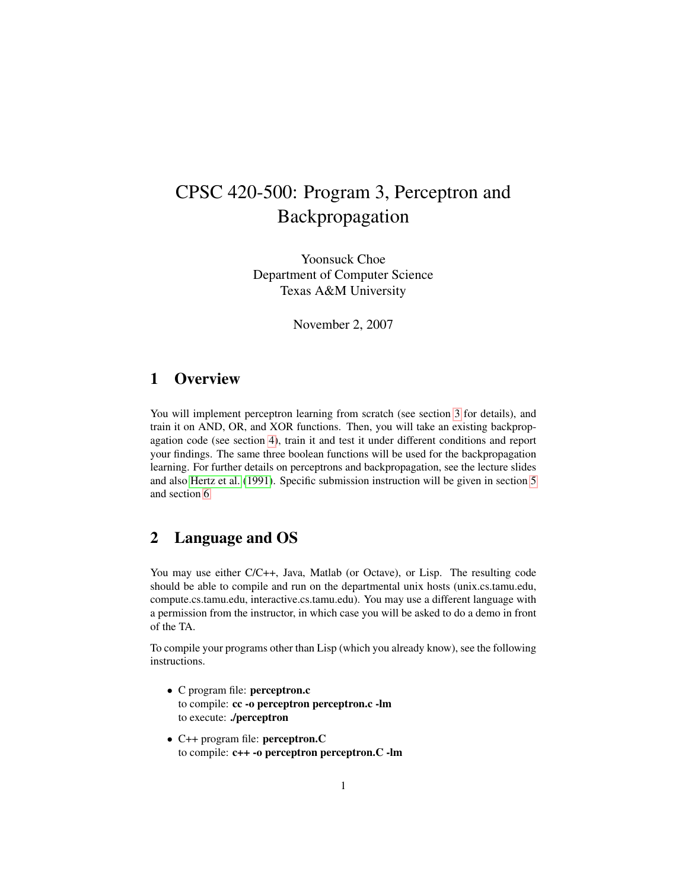# CPSC 420-500: Program 3, Perceptron and Backpropagation

Yoonsuck Choe
Department of Computer Science
Texas A&M University

November 2, 2007

## 1 Overview

You will implement perceptron learning from scratch (see section 3 for details), and train it on AND, OR, and XOR functions. Then, you will take an existing backpropagation code (see section 4), train it and test it under different conditions and report your findings. The same three boolean functions will be used for the backpropagation learning. For further details on perceptrons and backpropagation, see the lecture slides and also Hertz et al. (1991). Specific submission instruction will be given in section 5 and section 6

## 2 Language and OS

You may use either C/C++, Java, Matlab (or Octave), or Lisp. The resulting code should be able to compile and run on the departmental unix hosts (unix.cs.tamu.edu, compute.cs.tamu.edu, interactive.cs.tamu.edu). You may use a different language with a permission from the instructor, in which case you will be asked to do a demo in front of the TA.

To compile your programs other than Lisp (which you already know), see the following instructions.

- C program file: **perceptron.c**
  to compile: **cc -o perceptron perceptron.c -lm**
  to execute: **./perceptron**
- C++ program file: **perceptron.C**
  to compile: **c++ -o perceptron perceptron.C -lm**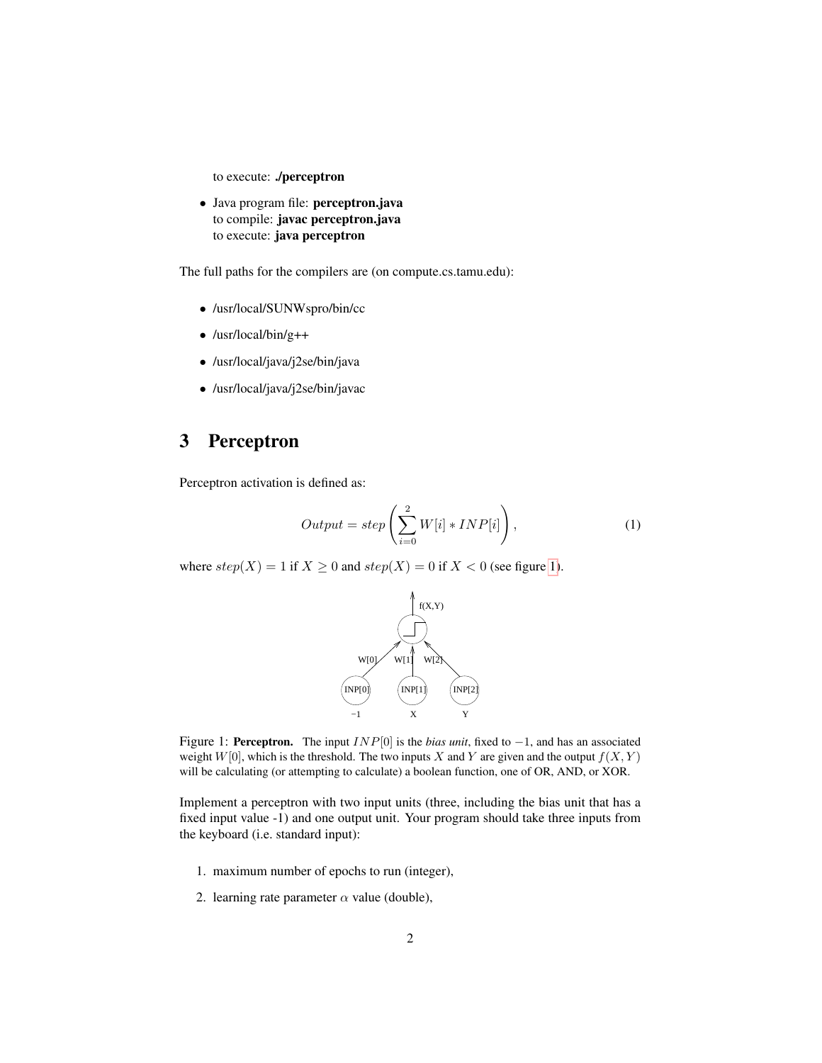to execute: **./perceptron**

- Java program file: **perceptron.java**
  to compile: **javac perceptron.java**
  to execute: **java perceptron**

The full paths for the compilers are (on compute.cs.tamu.edu):

- /usr/local/SUNWspro/bin/cc
- /usr/local/bin/g++
- /usr/local/java/j2se/bin/java
- /usr/local/java/j2se/bin/javac

## 3 Perceptron

Perceptron activation is defined as:

$$Output = step\left(\sum_{i=0}^{2} W[i] * INP[i]\right), \tag{1}$$

where $step(X) = 1$ if $X \geq 0$ and $step(X) = 0$ if $X < 0$ (see figure 1).

Figure 1: **Perceptron.** The input $INP[0]$ is the *bias unit*, fixed to $-1$, and has an associated weight $W[0]$, which is the threshold. The two inputs $X$ and $Y$ are given and the output $f(X, Y)$ will be calculating (or attempting to calculate) a boolean function, one of OR, AND, or XOR.

Implement a perceptron with two input units (three, including the bias unit that has a fixed input value -1) and one output unit. Your program should take three inputs from the keyboard (i.e. standard input):

1. maximum number of epochs to run (integer),
2. learning rate parameter $\alpha$ value (double),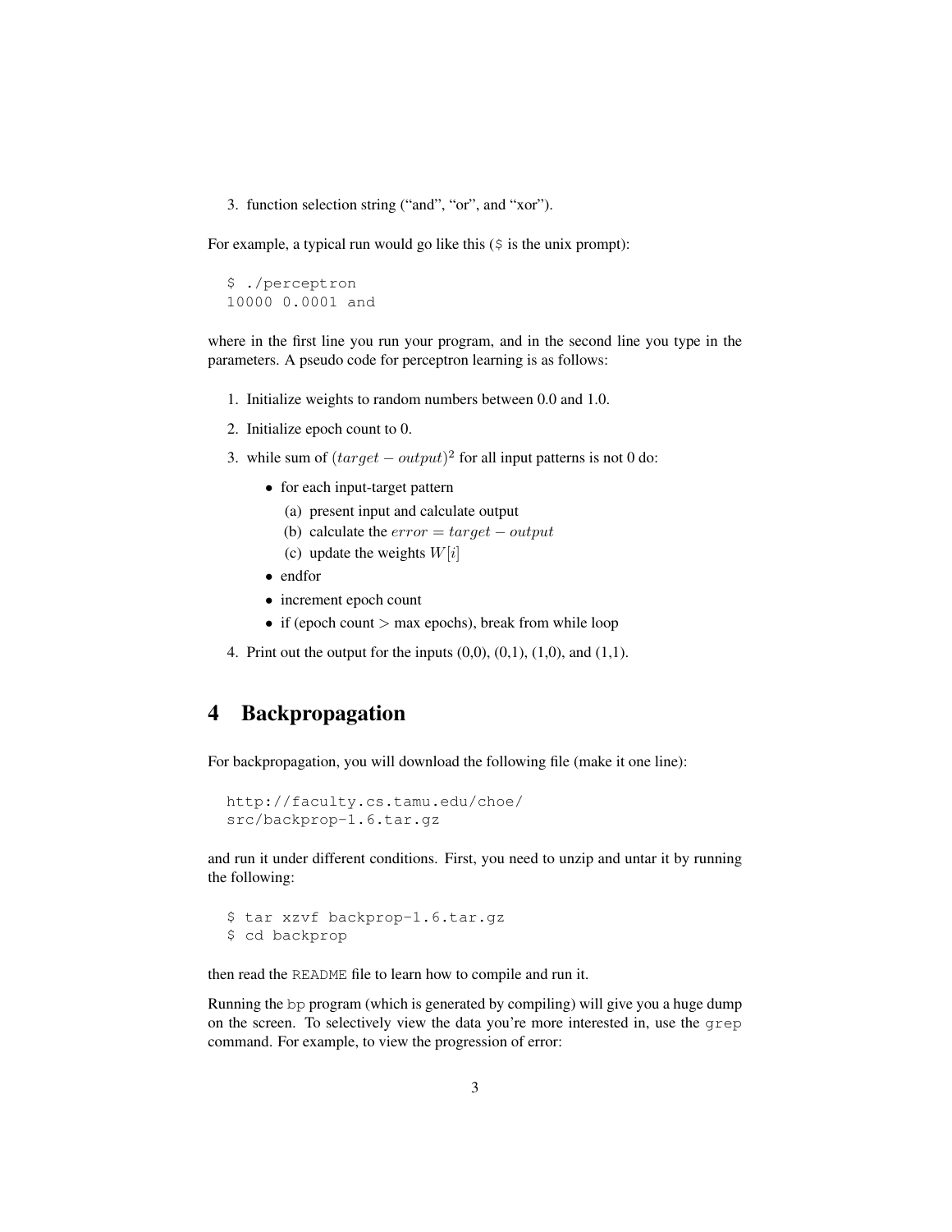3. function selection string ("and", "or", and "xor").

For example, a typical run would go like this ($ is the unix prompt):

```
$ ./perceptron
10000 0.0001 and
```

where in the first line you run your program, and in the second line you type in the parameters. A pseudo code for perceptron learning is as follows:

1. Initialize weights to random numbers between 0.0 and 1.0.
2. Initialize epoch count to 0.
3. while sum of $(target - output)^2$ for all input patterns is not 0 do:
   - for each input-target pattern
     (a) present input and calculate output
     (b) calculate the $error = target - output$
     (c) update the weights $W[i]$
   - endfor
   - increment epoch count
   - if (epoch count > max epochs), break from while loop
4. Print out the output for the inputs (0,0), (0,1), (1,0), and (1,1).

# 4 Backpropagation

For backpropagation, you will download the following file (make it one line):

```
http://faculty.cs.tamu.edu/choe/
src/backprop-1.6.tar.gz
```

and run it under different conditions. First, you need to unzip and untar it by running the following:

```
$ tar xzvf backprop-1.6.tar.gz
$ cd backprop
```

then read the `README` file to learn how to compile and run it.

Running the `bp` program (which is generated by compiling) will give you a huge dump on the screen. To selectively view the data you're more interested in, use the `grep` command. For example, to view the progression of error: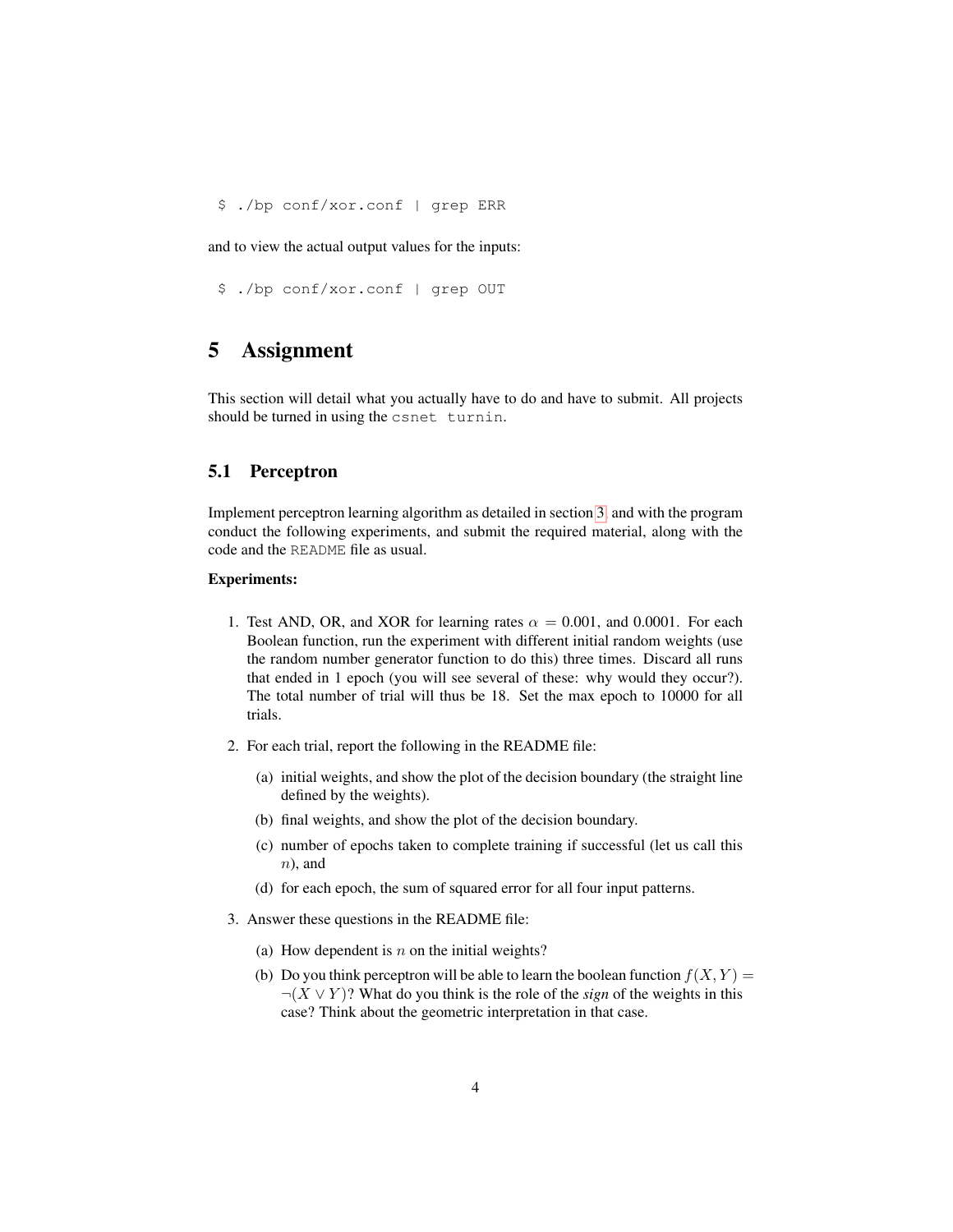```
$ ./bp conf/xor.conf | grep ERR
```

and to view the actual output values for the inputs:

```
$ ./bp conf/xor.conf | grep OUT
```

# 5 Assignment

This section will detail what you actually have to do and have to submit. All projects should be turned in using the `csnet turnin`.

## 5.1 Perceptron

Implement perceptron learning algorithm as detailed in section 3 and with the program conduct the following experiments, and submit the required material, along with the code and the `README` file as usual.

**Experiments:**

1. Test AND, OR, and XOR for learning rates $\alpha = 0.001$, and $0.0001$. For each Boolean function, run the experiment with different initial random weights (use the random number generator function to do this) three times. Discard all runs that ended in 1 epoch (you will see several of these: why would they occur?). The total number of trial will thus be 18. Set the max epoch to 10000 for all trials.

2. For each trial, report the following in the README file:

   (a) initial weights, and show the plot of the decision boundary (the straight line defined by the weights).

   (b) final weights, and show the plot of the decision boundary.

   (c) number of epochs taken to complete training if successful (let us call this $n$), and

   (d) for each epoch, the sum of squared error for all four input patterns.

3. Answer these questions in the README file:

   (a) How dependent is $n$ on the initial weights?

   (b) Do you think perceptron will be able to learn the boolean function $f(X, Y) = \neg(X \vee Y)$? What do you think is the role of the *sign* of the weights in this case? Think about the geometric interpretation in that case.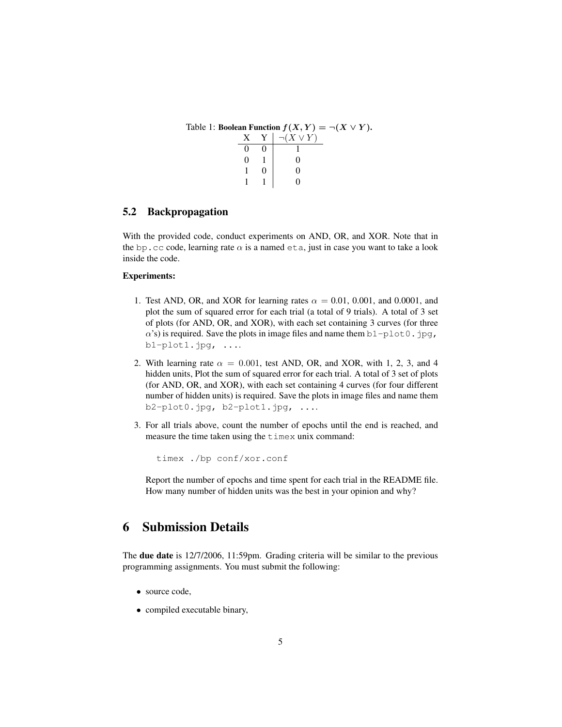Table 1: **Boolean Function $f(X, Y) = \neg(X \vee Y)$.**

| X | Y | $\neg(X \vee Y)$ |
|---|---|---|
| 0 | 0 | 1 |
| 0 | 1 | 0 |
| 1 | 0 | 0 |
| 1 | 1 | 0 |

### 5.2 Backpropagation

With the provided code, conduct experiments on AND, OR, and XOR. Note that in the `bp.cc` code, learning rate $\alpha$ is a named `eta`, just in case you want to take a look inside the code.

**Experiments:**

1. Test AND, OR, and XOR for learning rates $\alpha$ = 0.01, 0.001, and 0.0001, and plot the sum of squared error for each trial (a total of 9 trials). A total of 3 set of plots (for AND, OR, and XOR), with each set containing 3 curves (for three $\alpha$'s) is required. Save the plots in image files and name them `b1-plot0.jpg, b1-plot1.jpg, ....`

2. With learning rate $\alpha = 0.001$, test AND, OR, and XOR, with 1, 2, 3, and 4 hidden units, Plot the sum of squared error for each trial. A total of 3 set of plots (for AND, OR, and XOR), with each set containing 4 curves (for four different number of hidden units) is required. Save the plots in image files and name them `b2-plot0.jpg, b2-plot1.jpg, ....`

3. For all trials above, count the number of epochs until the end is reached, and measure the time taken using the `timex` unix command:

   ```
   timex ./bp conf/xor.conf
   ```

   Report the number of epochs and time spent for each trial in the README file. How many number of hidden units was the best in your opinion and why?

# 6 Submission Details

The **due date** is 12/7/2006, 11:59pm. Grading criteria will be similar to the previous programming assignments. You must submit the following:

- source code,
- compiled executable binary,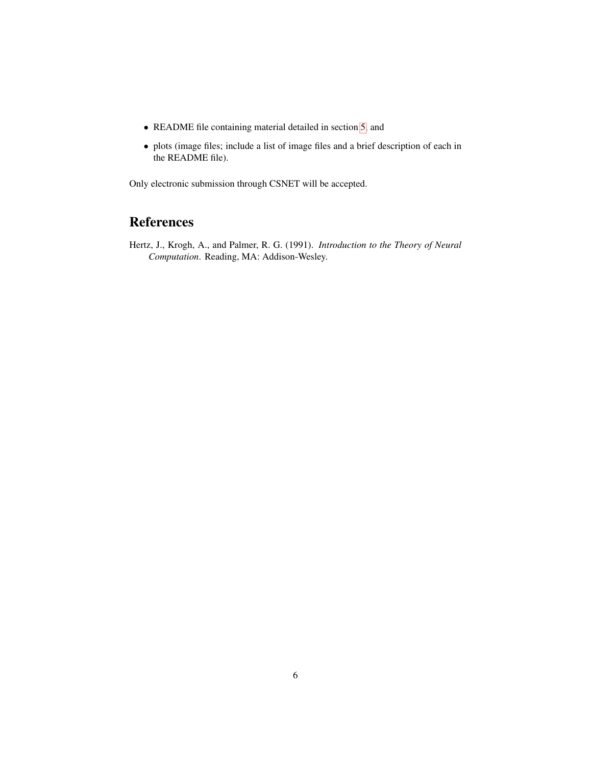- README file containing material detailed in section 5, and
- plots (image files; include a list of image files and a brief description of each in the README file).

Only electronic submission through CSNET will be accepted.

## References

Hertz, J., Krogh, A., and Palmer, R. G. (1991). *Introduction to the Theory of Neural Computation*. Reading, MA: Addison-Wesley.